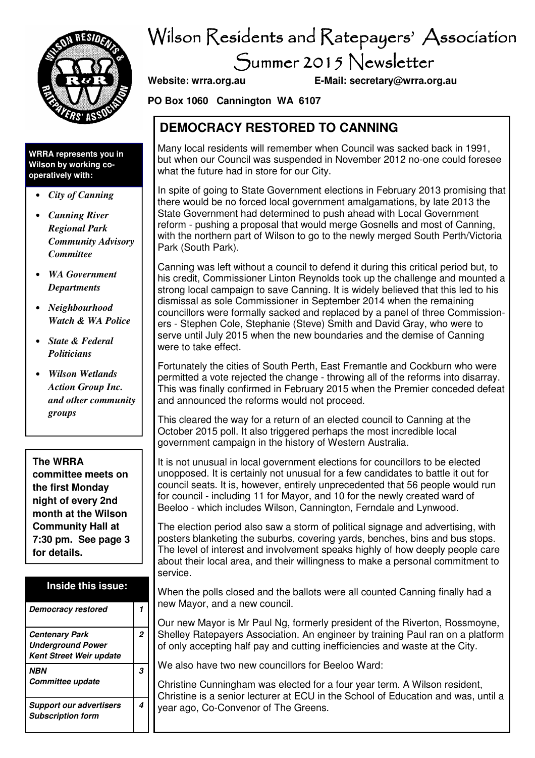# Wilson Residents and Ratepayers' Association Summer 2015 Newsletter

**Website: wrra.org.au** **E-Mail: secretary@wrra.org.au**

**PO Box 1060 Cannington WA 6107**

**WRRA represents you in Wilson by working co-operatively with:**

- *City of Canning*
- *Canning River Regional Park Community Advisory Committee*
- *WA Government Departments*
- *Neighbourhood Watch & WA Police*
- *State & Federal Politicians*
- *Wilson Wetlands Action Group Inc. and other community groups*

**The WRRA committee meets on the first Monday night of every 2nd month at the Wilson Community Hall at 7:30 pm. See page 3 for details.**

| Inside this issue: | |
|---|---|
| *Democracy restored* | 1 |
| *Centenary Park* *Underground Power* *Kent Street Weir update* | 2 |
| *NBN* *Committee update* | 3 |
| *Support our advertisers* *Subscription form* | 4 |

## DEMOCRACY RESTORED TO CANNING

Many local residents will remember when Council was sacked back in 1991, but when our Council was suspended in November 2012 no-one could foresee what the future had in store for our City.

In spite of going to State Government elections in February 2013 promising that there would be no forced local government amalgamations, by late 2013 the State Government had determined to push ahead with Local Government reform - pushing a proposal that would merge Gosnells and most of Canning, with the northern part of Wilson to go to the newly merged South Perth/Victoria Park (South Park).

Canning was left without a council to defend it during this critical period but, to his credit, Commissioner Linton Reynolds took up the challenge and mounted a strong local campaign to save Canning. It is widely believed that this led to his dismissal as sole Commissioner in September 2014 when the remaining councillors were formally sacked and replaced by a panel of three Commissioners - Stephen Cole, Stephanie (Steve) Smith and David Gray, who were to serve until July 2015 when the new boundaries and the demise of Canning were to take effect.

Fortunately the cities of South Perth, East Fremantle and Cockburn who were permitted a vote rejected the change - throwing all of the reforms into disarray. This was finally confirmed in February 2015 when the Premier conceded defeat and announced the reforms would not proceed.

This cleared the way for a return of an elected council to Canning at the October 2015 poll. It also triggered perhaps the most incredible local government campaign in the history of Western Australia.

It is not unusual in local government elections for councillors to be elected unopposed. It is certainly not unusual for a few candidates to battle it out for council seats. It is, however, entirely unprecedented that 56 people would run for council - including 11 for Mayor, and 10 for the newly created ward of Beeloo - which includes Wilson, Cannington, Ferndale and Lynwood.

The election period also saw a storm of political signage and advertising, with posters blanketing the suburbs, covering yards, benches, bins and bus stops. The level of interest and involvement speaks highly of how deeply people care about their local area, and their willingness to make a personal commitment to service.

When the polls closed and the ballots were all counted Canning finally had a new Mayor, and a new council.

Our new Mayor is Mr Paul Ng, formerly president of the Riverton, Rossmoyne, Shelley Ratepayers Association. An engineer by training Paul ran on a platform of only accepting half pay and cutting inefficiencies and waste at the City.

We also have two new councillors for Beeloo Ward:

Christine Cunningham was elected for a four year term. A Wilson resident, Christine is a senior lecturer at ECU in the School of Education and was, until a year ago, Co-Convenor of The Greens.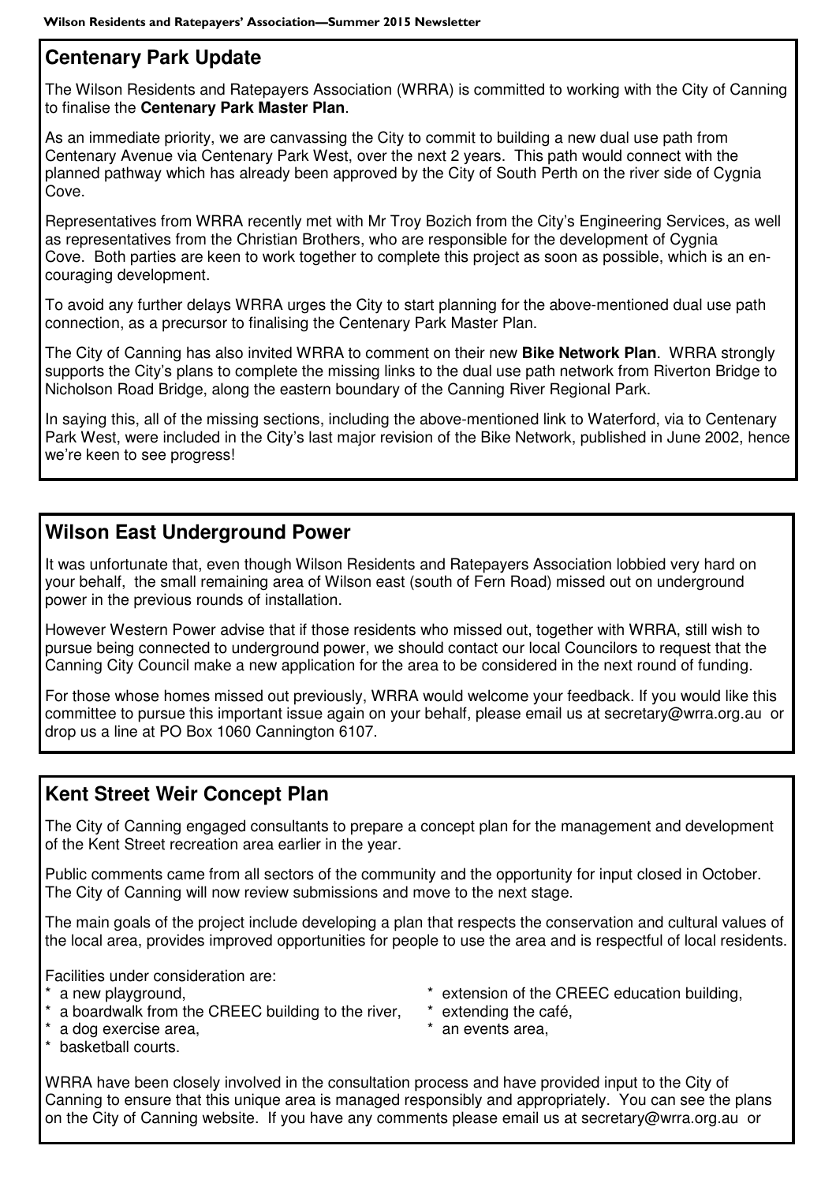## Centenary Park Update

The Wilson Residents and Ratepayers Association (WRRA) is committed to working with the City of Canning to finalise the **Centenary Park Master Plan**.

As an immediate priority, we are canvassing the City to commit to building a new dual use path from Centenary Avenue via Centenary Park West, over the next 2 years. This path would connect with the planned pathway which has already been approved by the City of South Perth on the river side of Cygnia Cove.

Representatives from WRRA recently met with Mr Troy Bozich from the City's Engineering Services, as well as representatives from the Christian Brothers, who are responsible for the development of Cygnia Cove. Both parties are keen to work together to complete this project as soon as possible, which is an encouraging development.

To avoid any further delays WRRA urges the City to start planning for the above-mentioned dual use path connection, as a precursor to finalising the Centenary Park Master Plan.

The City of Canning has also invited WRRA to comment on their new **Bike Network Plan**. WRRA strongly supports the City's plans to complete the missing links to the dual use path network from Riverton Bridge to Nicholson Road Bridge, along the eastern boundary of the Canning River Regional Park.

In saying this, all of the missing sections, including the above-mentioned link to Waterford, via to Centenary Park West, were included in the City's last major revision of the Bike Network, published in June 2002, hence we're keen to see progress!

## Wilson East Underground Power

It was unfortunate that, even though Wilson Residents and Ratepayers Association lobbied very hard on your behalf, the small remaining area of Wilson east (south of Fern Road) missed out on underground power in the previous rounds of installation.

However Western Power advise that if those residents who missed out, together with WRRA, still wish to pursue being connected to underground power, we should contact our local Councilors to request that the Canning City Council make a new application for the area to be considered in the next round of funding.

For those whose homes missed out previously, WRRA would welcome your feedback. If you would like this committee to pursue this important issue again on your behalf, please email us at secretary@wrra.org.au or drop us a line at PO Box 1060 Cannington 6107.

## Kent Street Weir Concept Plan

The City of Canning engaged consultants to prepare a concept plan for the management and development of the Kent Street recreation area earlier in the year.

Public comments came from all sectors of the community and the opportunity for input closed in October. The City of Canning will now review submissions and move to the next stage.

The main goals of the project include developing a plan that respects the conservation and cultural values of the local area, provides improved opportunities for people to use the area and is respectful of local residents.

Facilities under consideration are:

* a new playground,
* a boardwalk from the CREEC building to the river,
* a dog exercise area,
* basketball courts.
* extension of the CREEC education building,
* extending the café,
* an events area,

WRRA have been closely involved in the consultation process and have provided input to the City of Canning to ensure that this unique area is managed responsibly and appropriately. You can see the plans on the City of Canning website. If you have any comments please email us at secretary@wrra.org.au or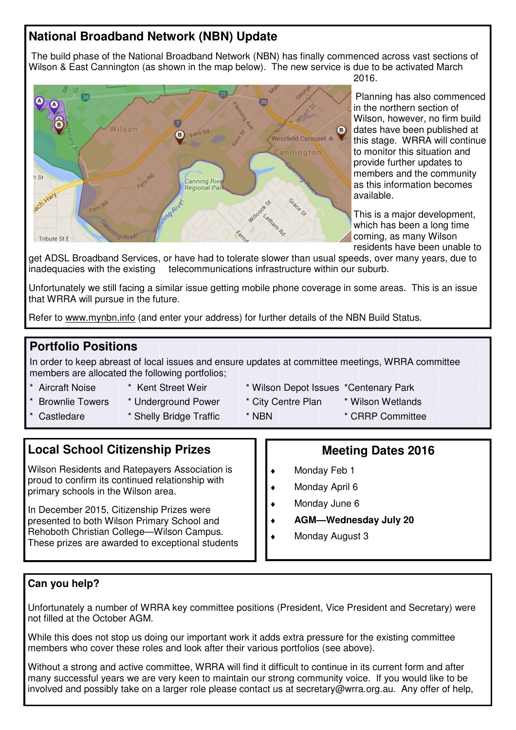## National Broadband Network (NBN) Update

The build phase of the National Broadband Network (NBN) has finally commenced across vast sections of Wilson & East Cannington (as shown in the map below). The new service is due to be activated March 2016.

Planning has also commenced in the northern section of Wilson, however, no firm build dates have been published at this stage. WRRA will continue to monitor this situation and provide further updates to members and the community as this information becomes available.

This is a major development, which has been a long time coming, as many Wilson residents have been unable to get ADSL Broadband Services, or have had to tolerate slower than usual speeds, over many years, due to inadequacies with the existing telecommunications infrastructure within our suburb.

Unfortunately we still facing a similar issue getting mobile phone coverage in some areas. This is an issue that WRRA will pursue in the future.

Refer to www.mynbn.info (and enter your address) for further details of the NBN Build Status.

## Portfolio Positions

In order to keep abreast of local issues and ensure updates at committee meetings, WRRA committee members are allocated the following portfolios;

- Aircraft Noise
- Brownlie Towers
- Castledare
- Kent Street Weir
- Underground Power
- Shelly Bridge Traffic
- Wilson Depot Issues
- City Centre Plan
- NBN
- Centenary Park
- Wilson Wetlands
- CRRP Committee

## Local School Citizenship Prizes

Wilson Residents and Ratepayers Association is proud to confirm its continued relationship with primary schools in the Wilson area.

In December 2015, Citizenship Prizes were presented to both Wilson Primary School and Rehoboth Christian College—Wilson Campus. These prizes are awarded to exceptional students

## Meeting Dates 2016

- Monday Feb 1
- Monday April 6
- Monday June 6
- **AGM—Wednesday July 20**
- Monday August 3

## Can you help?

Unfortunately a number of WRRA key committee positions (President, Vice President and Secretary) were not filled at the October AGM.

While this does not stop us doing our important work it adds extra pressure for the existing committee members who cover these roles and look after their various portfolios (see above).

Without a strong and active committee, WRRA will find it difficult to continue in its current form and after many successful years we are very keen to maintain our strong community voice. If you would like to be involved and possibly take on a larger role please contact us at secretary@wrra.org.au. Any offer of help,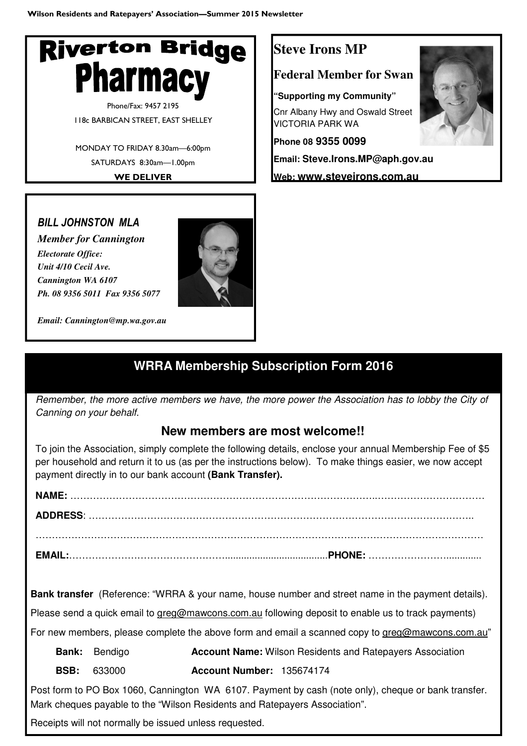# Riverton Bridge Pharmacy

Phone/Fax: 9457 2195

118c BARBICAN STREET, EAST SHELLEY

MONDAY TO FRIDAY 8.30am—6:00pm

SATURDAYS 8:30am—1.00pm

**WE DELIVER**

## Steve Irons MP

**Federal Member for Swan**

**"Supporting my Community"**

Cnr Albany Hwy and Oswald Street
VICTORIA PARK WA

**Phone 08 9355 0099**

**Email: Steve.Irons.MP@aph.gov.au**

**Web: www.steveirons.com.au**

***BILL JOHNSTON MLA***

***Member for Cannington***

***Electorate Office:***
***Unit 4/10 Cecil Ave.***
***Cannington WA 6107***
***Ph. 08 9356 5011 Fax 9356 5077***

***Email: Cannington@mp.wa.gov.au***

## WRRA Membership Subscription Form 2016

*Remember, the more active members we have, the more power the Association has to lobby the City of Canning on your behalf.*

### New members are most welcome!!

To join the Association, simply complete the following details, enclose your annual Membership Fee of $5 per household and return it to us (as per the instructions below). To make things easier, we now accept payment directly in to our bank account **(Bank Transfer).**

**NAME:** ……………………………………………………………………………………………………………

**ADDRESS**: ……………………………………………………………………………………………………

……………………………………………………………………………………………………………………

**EMAIL:**……………………………………………………………**PHONE:** ……………………………

**Bank transfer** (Reference: "WRRA & your name, house number and street name in the payment details).

Please send a quick email to greg@mawcons.com.au following deposit to enable us to track payments)

For new members, please complete the above form and email a scanned copy to greg@mawcons.com.au"

**Bank:** Bendigo **Account Name:** Wilson Residents and Ratepayers Association

**BSB:** 633000 **Account Number:** 135674174

Post form to PO Box 1060, Cannington WA 6107. Payment by cash (note only), cheque or bank transfer. Mark cheques payable to the "Wilson Residents and Ratepayers Association".

Receipts will not normally be issued unless requested.